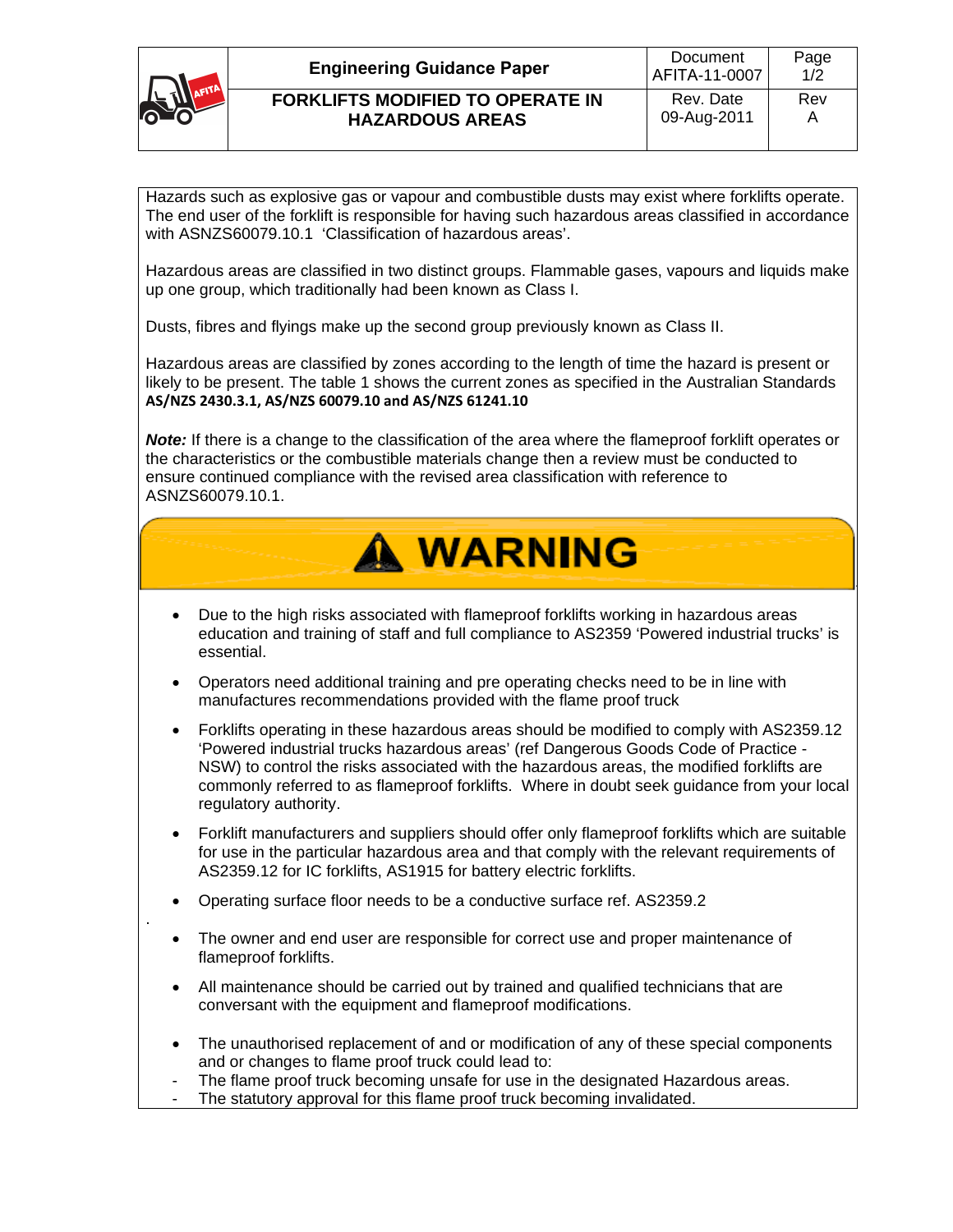| Engineering Guidance Paper | Document AFITA-11-0007 | Page 1/2 |
|---|---|---|
| **FORKLIFTS MODIFIED TO OPERATE IN HAZARDOUS AREAS** | Rev. Date 09-Aug-2011 | Rev A |

Hazards such as explosive gas or vapour and combustible dusts may exist where forklifts operate. The end user of the forklift is responsible for having such hazardous areas classified in accordance with ASNZS60079.10.1 'Classification of hazardous areas'.

Hazardous areas are classified in two distinct groups. Flammable gases, vapours and liquids make up one group, which traditionally had been known as Class I.

Dusts, fibres and flyings make up the second group previously known as Class II.

Hazardous areas are classified by zones according to the length of time the hazard is present or likely to be present. The table 1 shows the current zones as specified in the Australian Standards **AS/NZS 2430.3.1, AS/NZS 60079.10 and AS/NZS 61241.10**

***Note:*** If there is a change to the classification of the area where the flameproof forklift operates or the characteristics or the combustible materials change then a review must be conducted to ensure continued compliance with the revised area classification with reference to ASNZS60079.10.1.

## ⚠ WARNING

- Due to the high risks associated with flameproof forklifts working in hazardous areas education and training of staff and full compliance to AS2359 'Powered industrial trucks' is essential.
- Operators need additional training and pre operating checks need to be in line with manufactures recommendations provided with the flame proof truck
- Forklifts operating in these hazardous areas should be modified to comply with AS2359.12 'Powered industrial trucks hazardous areas' (ref Dangerous Goods Code of Practice - NSW) to control the risks associated with the hazardous areas, the modified forklifts are commonly referred to as flameproof forklifts. Where in doubt seek guidance from your local regulatory authority.
- Forklift manufacturers and suppliers should offer only flameproof forklifts which are suitable for use in the particular hazardous area and that comply with the relevant requirements of AS2359.12 for IC forklifts, AS1915 for battery electric forklifts.
- Operating surface floor needs to be a conductive surface ref. AS2359.2
- The owner and end user are responsible for correct use and proper maintenance of flameproof forklifts.
- All maintenance should be carried out by trained and qualified technicians that are conversant with the equipment and flameproof modifications.
- The unauthorised replacement of and or modification of any of these special components and or changes to flame proof truck could lead to:
  - The flame proof truck becoming unsafe for use in the designated Hazardous areas.
  - The statutory approval for this flame proof truck becoming invalidated.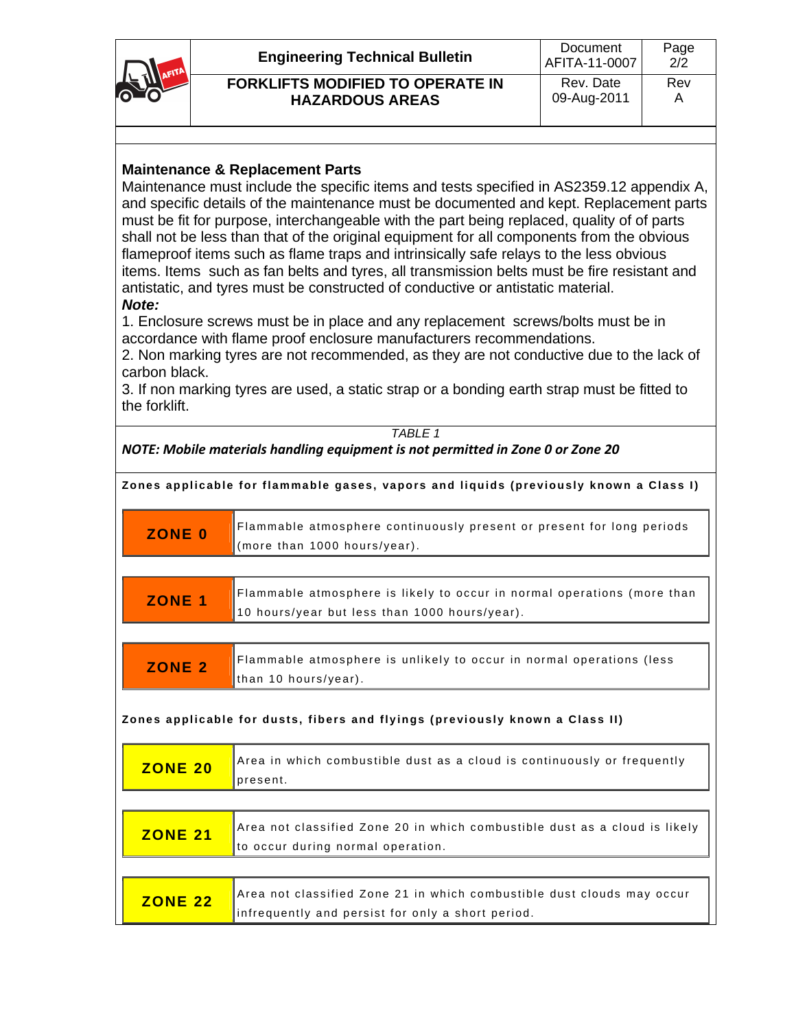## Maintenance & Replacement Parts

Maintenance must include the specific items and tests specified in AS2359.12 appendix A, and specific details of the maintenance must be documented and kept. Replacement parts must be fit for purpose, interchangeable with the part being replaced, quality of of parts shall not be less than that of the original equipment for all components from the obvious flameproof items such as flame traps and intrinsically safe relays to the less obvious items. Items such as fan belts and tyres, all transmission belts must be fire resistant and antistatic, and tyres must be constructed of conductive or antistatic material.

***Note:***

1. Enclosure screws must be in place and any replacement screws/bolts must be in accordance with flame proof enclosure manufacturers recommendations.
2. Non marking tyres are not recommended, as they are not conductive due to the lack of carbon black.
3. If non marking tyres are used, a static strap or a bonding earth strap must be fitted to the forklift.

*TABLE 1*

***NOTE: Mobile materials handling equipment is not permitted in Zone 0 or Zone 20***

**Zones applicable for flammable gases, vapors and liquids (previously known a Class I)**

| | |
|---|---|
| **ZONE 0** | Flammable atmosphere continuously present or present for long periods (more than 1000 hours/year). |
| **ZONE 1** | Flammable atmosphere is likely to occur in normal operations (more than 10 hours/year but less than 1000 hours/year). |
| **ZONE 2** | Flammable atmosphere is unlikely to occur in normal operations (less than 10 hours/year). |

**Zones applicable for dusts, fibers and flyings (previously known a Class II)**

| | |
|---|---|
| **ZONE 20** | Area in which combustible dust as a cloud is continuously or frequently present. |
| **ZONE 21** | Area not classified Zone 20 in which combustible dust as a cloud is likely to occur during normal operation. |
| **ZONE 22** | Area not classified Zone 21 in which combustible dust clouds may occur infrequently and persist for only a short period. |